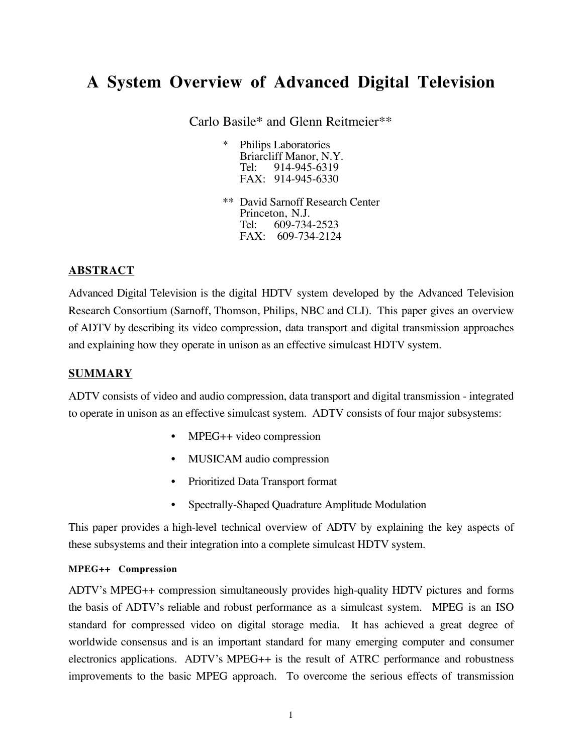# A System Overview of Advanced Digital Television

Carlo Basile* and Glenn Reitmeier**

\* Philips Laboratories
Briarcliff Manor, N.Y.
Tel: 914-945-6319
FAX: 914-945-6330

** David Sarnoff Research Center
Princeton, N.J.
Tel: 609-734-2523
FAX: 609-734-2124

## ABSTRACT

Advanced Digital Television is the digital HDTV system developed by the Advanced Television Research Consortium (Sarnoff, Thomson, Philips, NBC and CLI). This paper gives an overview of ADTV by describing its video compression, data transport and digital transmission approaches and explaining how they operate in unison as an effective simulcast HDTV system.

## SUMMARY

ADTV consists of video and audio compression, data transport and digital transmission - integrated to operate in unison as an effective simulcast system. ADTV consists of four major subsystems:

- MPEG++ video compression
- MUSICAM audio compression
- Prioritized Data Transport format
- Spectrally-Shaped Quadrature Amplitude Modulation

This paper provides a high-level technical overview of ADTV by explaining the key aspects of these subsystems and their integration into a complete simulcast HDTV system.

### MPEG++ Compression

ADTV's MPEG++ compression simultaneously provides high-quality HDTV pictures and forms the basis of ADTV's reliable and robust performance as a simulcast system. MPEG is an ISO standard for compressed video on digital storage media. It has achieved a great degree of worldwide consensus and is an important standard for many emerging computer and consumer electronics applications. ADTV's MPEG++ is the result of ATRC performance and robustness improvements to the basic MPEG approach. To overcome the serious effects of transmission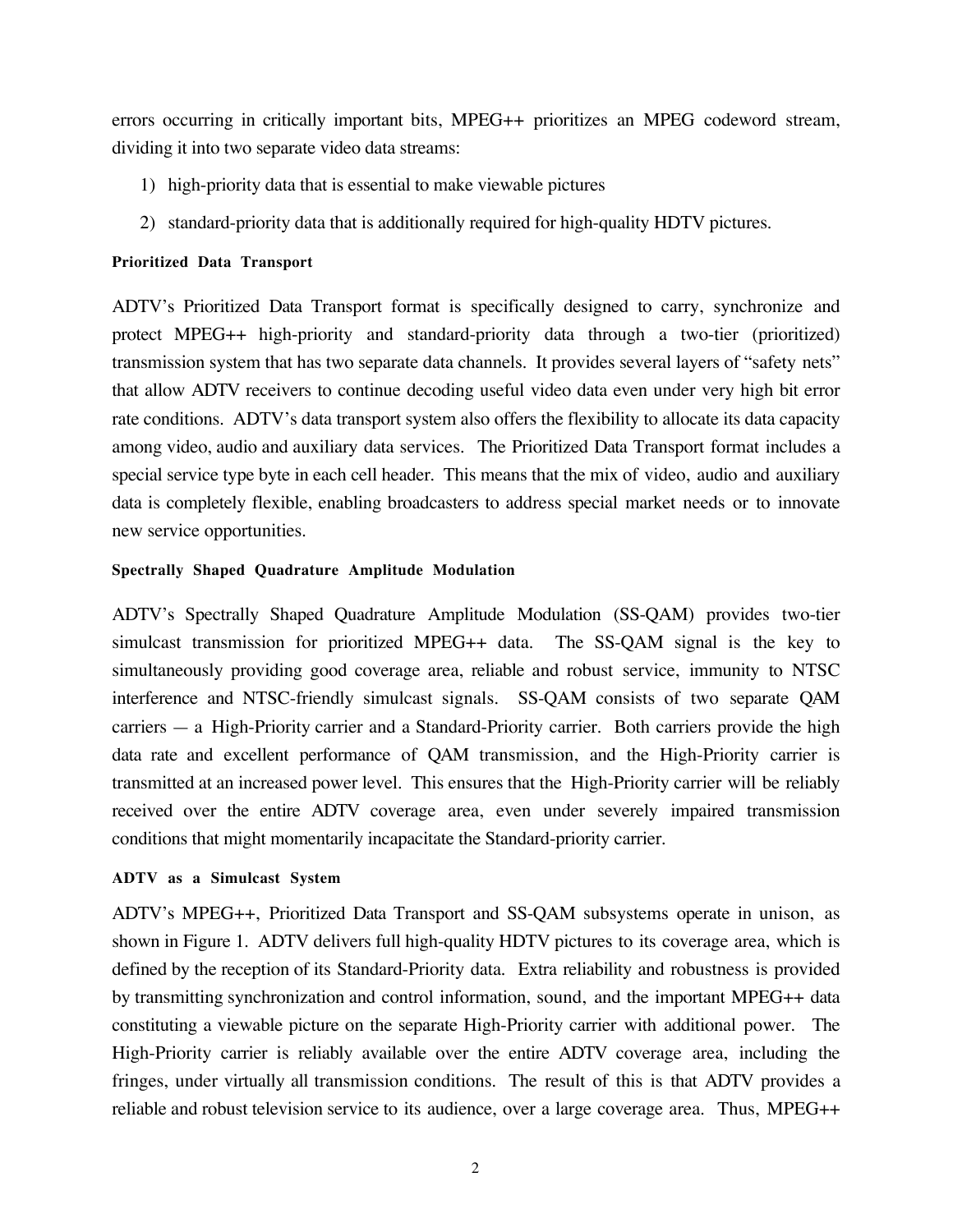errors occurring in critically important bits, MPEG++ prioritizes an MPEG codeword stream, dividing it into two separate video data streams:

1) high-priority data that is essential to make viewable pictures
2) standard-priority data that is additionally required for high-quality HDTV pictures.

#### Prioritized Data Transport

ADTV's Prioritized Data Transport format is specifically designed to carry, synchronize and protect MPEG++ high-priority and standard-priority data through a two-tier (prioritized) transmission system that has two separate data channels. It provides several layers of "safety nets" that allow ADTV receivers to continue decoding useful video data even under very high bit error rate conditions. ADTV's data transport system also offers the flexibility to allocate its data capacity among video, audio and auxiliary data services. The Prioritized Data Transport format includes a special service type byte in each cell header. This means that the mix of video, audio and auxiliary data is completely flexible, enabling broadcasters to address special market needs or to innovate new service opportunities.

#### Spectrally Shaped Quadrature Amplitude Modulation

ADTV's Spectrally Shaped Quadrature Amplitude Modulation (SS-QAM) provides two-tier simulcast transmission for prioritized MPEG++ data. The SS-QAM signal is the key to simultaneously providing good coverage area, reliable and robust service, immunity to NTSC interference and NTSC-friendly simulcast signals. SS-QAM consists of two separate QAM carriers — a High-Priority carrier and a Standard-Priority carrier. Both carriers provide the high data rate and excellent performance of QAM transmission, and the High-Priority carrier is transmitted at an increased power level. This ensures that the High-Priority carrier will be reliably received over the entire ADTV coverage area, even under severely impaired transmission conditions that might momentarily incapacitate the Standard-priority carrier.

#### ADTV as a Simulcast System

ADTV's MPEG++, Prioritized Data Transport and SS-QAM subsystems operate in unison, as shown in Figure 1. ADTV delivers full high-quality HDTV pictures to its coverage area, which is defined by the reception of its Standard-Priority data. Extra reliability and robustness is provided by transmitting synchronization and control information, sound, and the important MPEG++ data constituting a viewable picture on the separate High-Priority carrier with additional power. The High-Priority carrier is reliably available over the entire ADTV coverage area, including the fringes, under virtually all transmission conditions. The result of this is that ADTV provides a reliable and robust television service to its audience, over a large coverage area. Thus, MPEG++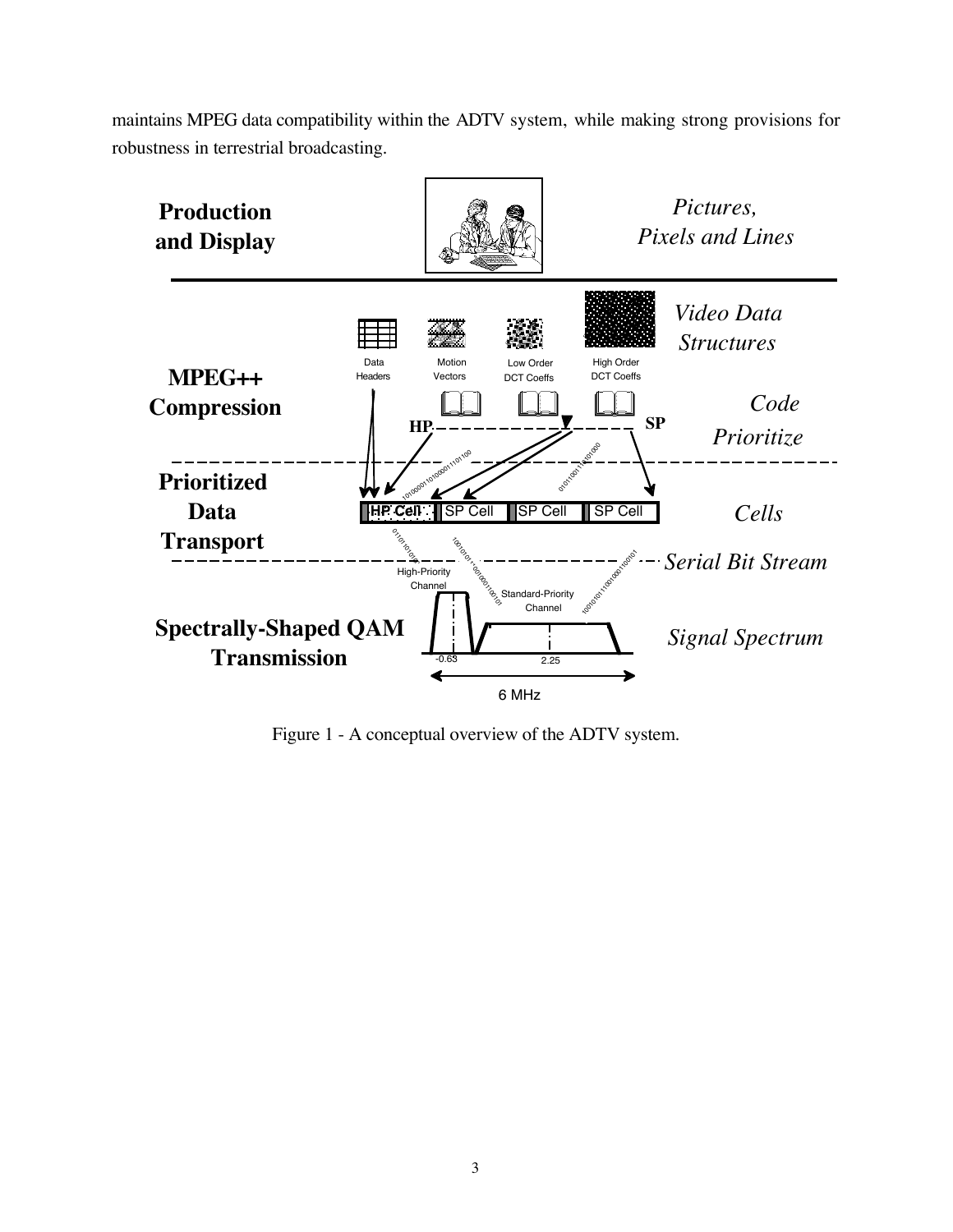maintains MPEG data compatibility within the ADTV system, while making strong provisions for robustness in terrestrial broadcasting.

Production and Display

Pictures, Pixels and Lines

MPEG++ Compression

Video Data Structures

Data Headers

Motion Vectors

Low Order DCT Coeffs

High Order DCT Coeffs

HP

SP

Code Prioritize

Prioritized Data Transport

HP Cell

SP Cell

SP Cell

SP Cell

Cells

Serial Bit Stream

High-Priority Channel

Standard-Priority Channel

Spectrally-Shaped QAM Transmission

Signal Spectrum

-0.63

2.25

6 MHz

Figure 1 - A conceptual overview of the ADTV system.